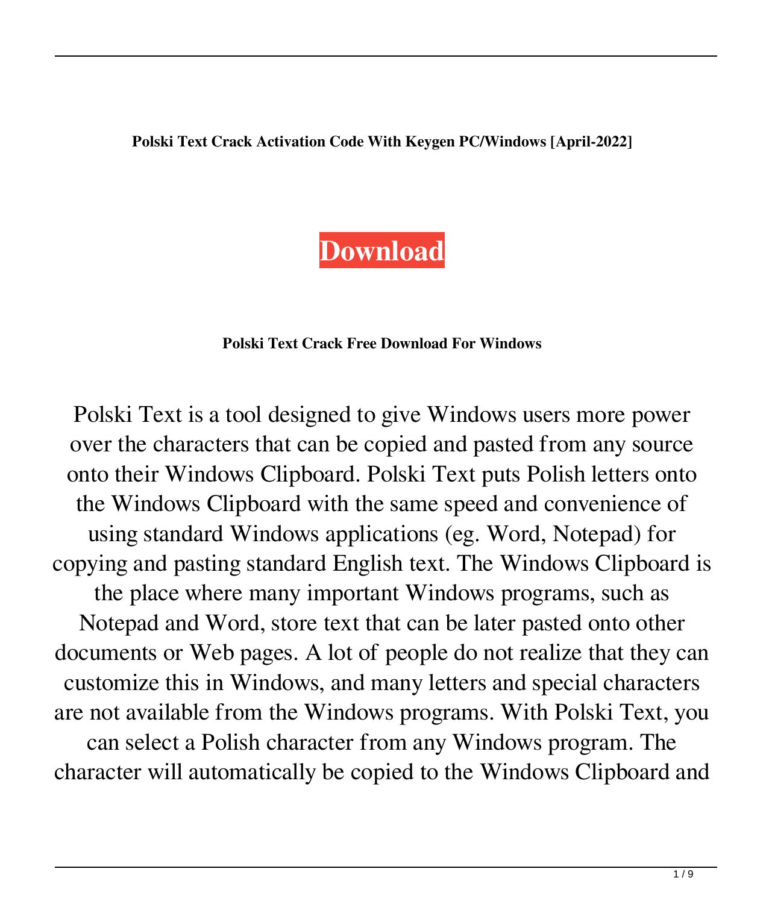**Polski Text Crack Activation Code With Keygen PC/Windows [April-2022]**

**Download**

**Polski Text Crack Free Download For Windows**

Polski Text is a tool designed to give Windows users more power over the characters that can be copied and pasted from any source onto their Windows Clipboard. Polski Text puts Polish letters onto the Windows Clipboard with the same speed and convenience of using standard Windows applications (eg. Word, Notepad) for copying and pasting standard English text. The Windows Clipboard is the place where many important Windows programs, such as Notepad and Word, store text that can be later pasted onto other documents or Web pages. A lot of people do not realize that they can customize this in Windows, and many letters and special characters are not available from the Windows programs. With Polski Text, you can select a Polish character from any Windows program. The character will automatically be copied to the Windows Clipboard and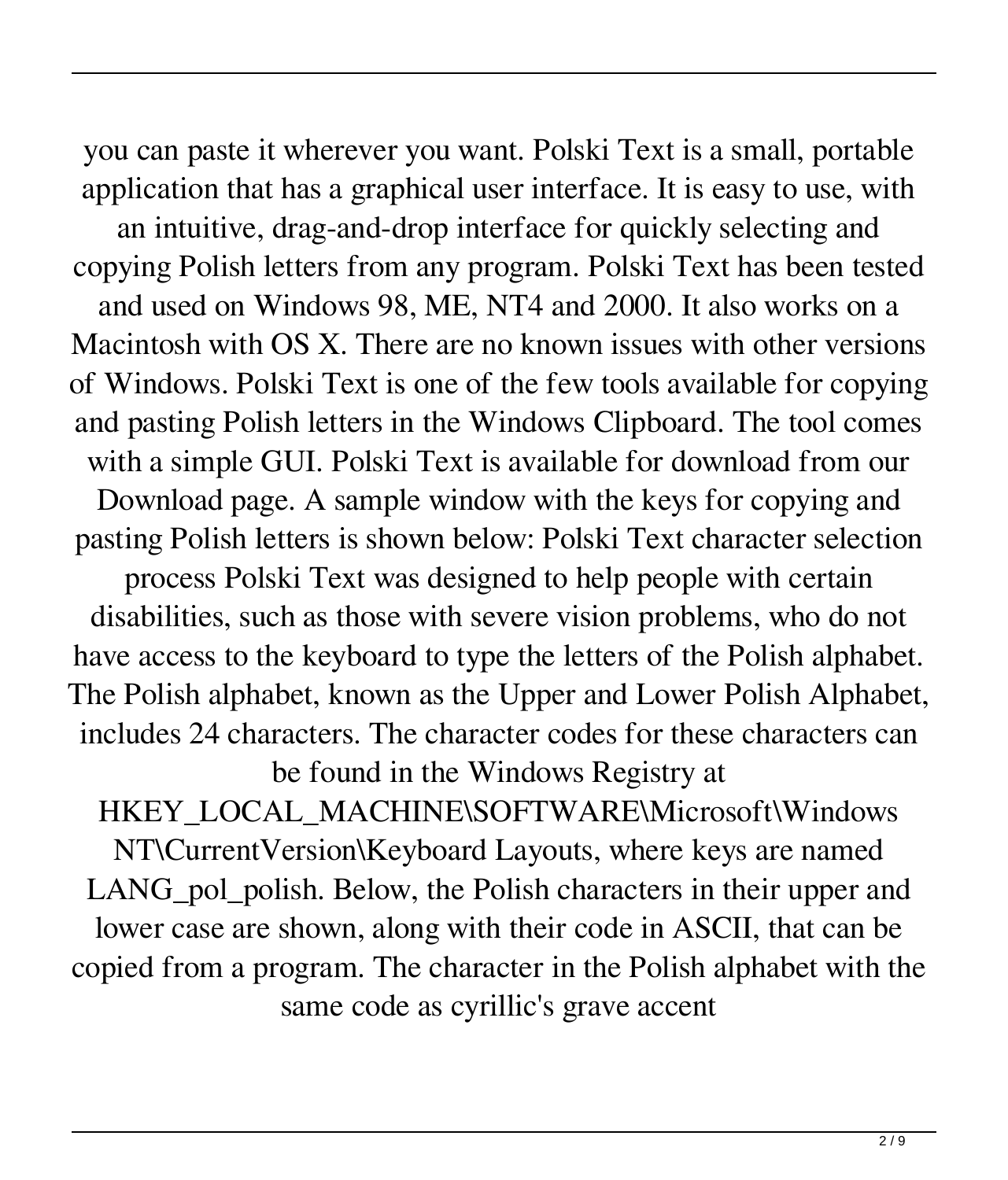you can paste it wherever you want. Polski Text is a small, portable application that has a graphical user interface. It is easy to use, with an intuitive, drag-and-drop interface for quickly selecting and copying Polish letters from any program. Polski Text has been tested and used on Windows 98, ME, NT4 and 2000. It also works on a Macintosh with OS X. There are no known issues with other versions of Windows. Polski Text is one of the few tools available for copying and pasting Polish letters in the Windows Clipboard. The tool comes with a simple GUI. Polski Text is available for download from our Download page. A sample window with the keys for copying and pasting Polish letters is shown below: Polski Text character selection process Polski Text was designed to help people with certain disabilities, such as those with severe vision problems, who do not have access to the keyboard to type the letters of the Polish alphabet. The Polish alphabet, known as the Upper and Lower Polish Alphabet, includes 24 characters. The character codes for these characters can be found in the Windows Registry at HKEY_LOCAL_MACHINE\SOFTWARE\Microsoft\Windows NT\CurrentVersion\Keyboard Layouts, where keys are named LANG_pol_polish. Below, the Polish characters in their upper and lower case are shown, along with their code in ASCII, that can be copied from a program. The character in the Polish alphabet with the same code as cyrillic's grave accent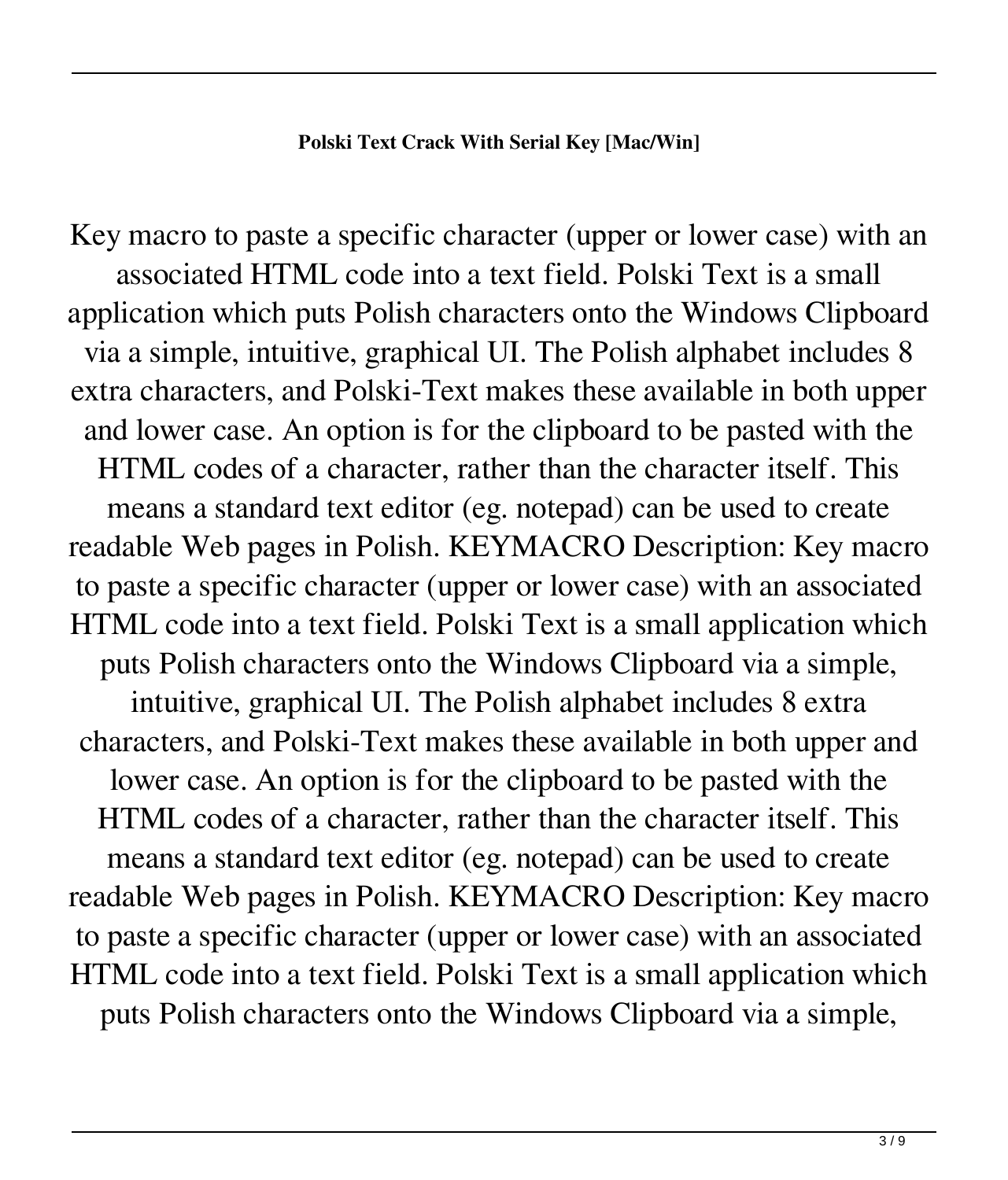**Polski Text Crack With Serial Key [Mac/Win]**

Key macro to paste a specific character (upper or lower case) with an associated HTML code into a text field. Polski Text is a small application which puts Polish characters onto the Windows Clipboard via a simple, intuitive, graphical UI. The Polish alphabet includes 8 extra characters, and Polski-Text makes these available in both upper and lower case. An option is for the clipboard to be pasted with the HTML codes of a character, rather than the character itself. This means a standard text editor (eg. notepad) can be used to create readable Web pages in Polish. KEYMACRO Description: Key macro to paste a specific character (upper or lower case) with an associated HTML code into a text field. Polski Text is a small application which puts Polish characters onto the Windows Clipboard via a simple, intuitive, graphical UI. The Polish alphabet includes 8 extra characters, and Polski-Text makes these available in both upper and lower case. An option is for the clipboard to be pasted with the HTML codes of a character, rather than the character itself. This means a standard text editor (eg. notepad) can be used to create readable Web pages in Polish. KEYMACRO Description: Key macro to paste a specific character (upper or lower case) with an associated HTML code into a text field. Polski Text is a small application which puts Polish characters onto the Windows Clipboard via a simple,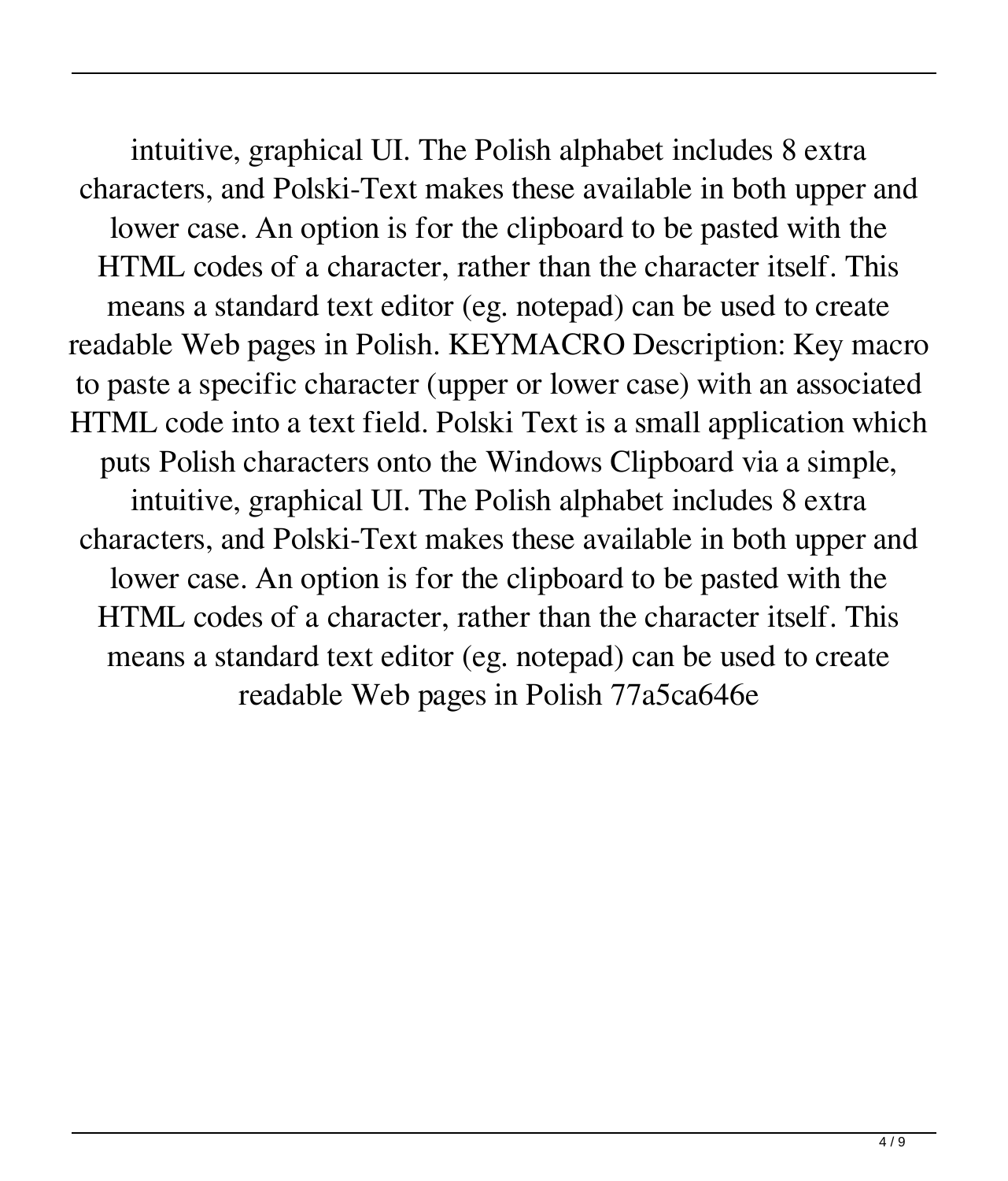intuitive, graphical UI. The Polish alphabet includes 8 extra characters, and Polski-Text makes these available in both upper and lower case. An option is for the clipboard to be pasted with the HTML codes of a character, rather than the character itself. This means a standard text editor (eg. notepad) can be used to create readable Web pages in Polish. KEYMACRO Description: Key macro to paste a specific character (upper or lower case) with an associated HTML code into a text field. Polski Text is a small application which puts Polish characters onto the Windows Clipboard via a simple, intuitive, graphical UI. The Polish alphabet includes 8 extra characters, and Polski-Text makes these available in both upper and lower case. An option is for the clipboard to be pasted with the HTML codes of a character, rather than the character itself. This means a standard text editor (eg. notepad) can be used to create readable Web pages in Polish 77a5ca646e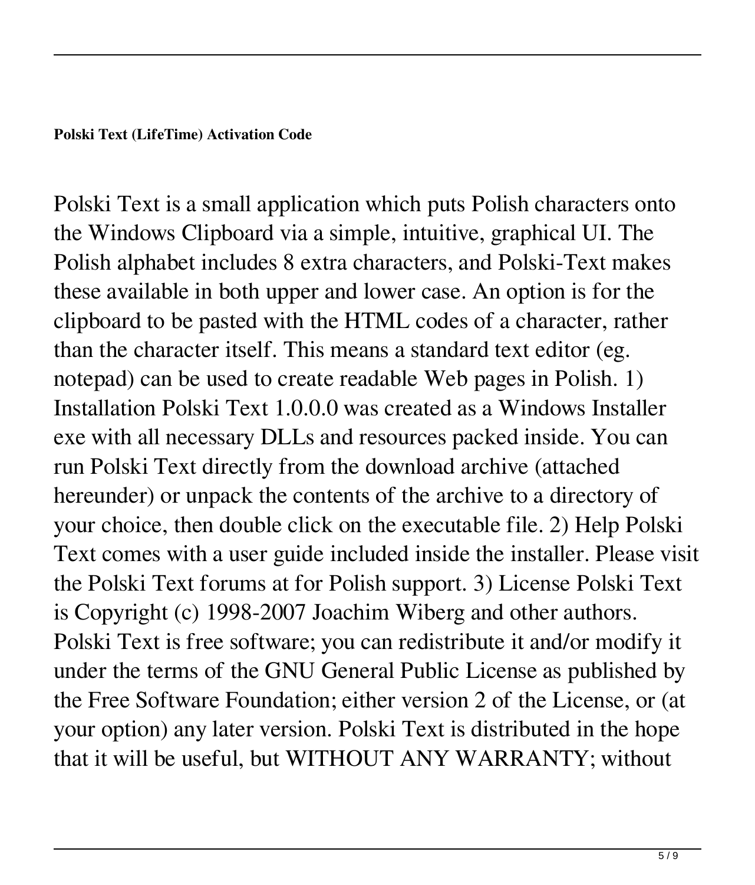**Polski Text (LifeTime) Activation Code**

Polski Text is a small application which puts Polish characters onto the Windows Clipboard via a simple, intuitive, graphical UI. The Polish alphabet includes 8 extra characters, and Polski-Text makes these available in both upper and lower case. An option is for the clipboard to be pasted with the HTML codes of a character, rather than the character itself. This means a standard text editor (eg. notepad) can be used to create readable Web pages in Polish. 1) Installation Polski Text 1.0.0.0 was created as a Windows Installer exe with all necessary DLLs and resources packed inside. You can run Polski Text directly from the download archive (attached hereunder) or unpack the contents of the archive to a directory of your choice, then double click on the executable file. 2) Help Polski Text comes with a user guide included inside the installer. Please visit the Polski Text forums at for Polish support. 3) License Polski Text is Copyright (c) 1998-2007 Joachim Wiberg and other authors. Polski Text is free software; you can redistribute it and/or modify it under the terms of the GNU General Public License as published by the Free Software Foundation; either version 2 of the License, or (at your option) any later version. Polski Text is distributed in the hope that it will be useful, but WITHOUT ANY WARRANTY; without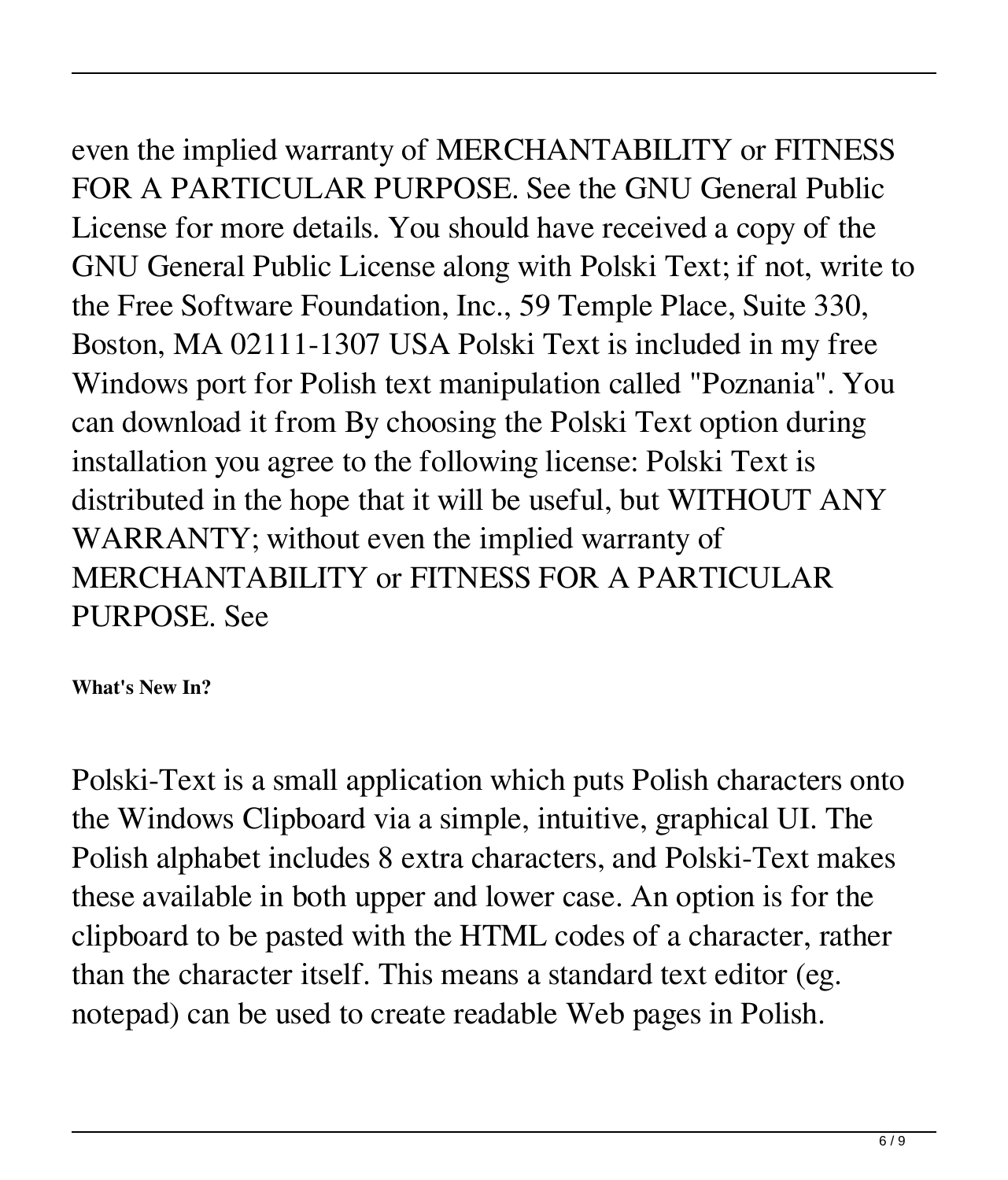even the implied warranty of MERCHANTABILITY or FITNESS FOR A PARTICULAR PURPOSE. See the GNU General Public License for more details. You should have received a copy of the GNU General Public License along with Polski Text; if not, write to the Free Software Foundation, Inc., 59 Temple Place, Suite 330, Boston, MA 02111-1307 USA Polski Text is included in my free Windows port for Polish text manipulation called "Poznania". You can download it from By choosing the Polski Text option during installation you agree to the following license: Polski Text is distributed in the hope that it will be useful, but WITHOUT ANY WARRANTY; without even the implied warranty of MERCHANTABILITY or FITNESS FOR A PARTICULAR PURPOSE. See

**What's New In?**

Polski-Text is a small application which puts Polish characters onto the Windows Clipboard via a simple, intuitive, graphical UI. The Polish alphabet includes 8 extra characters, and Polski-Text makes these available in both upper and lower case. An option is for the clipboard to be pasted with the HTML codes of a character, rather than the character itself. This means a standard text editor (eg. notepad) can be used to create readable Web pages in Polish.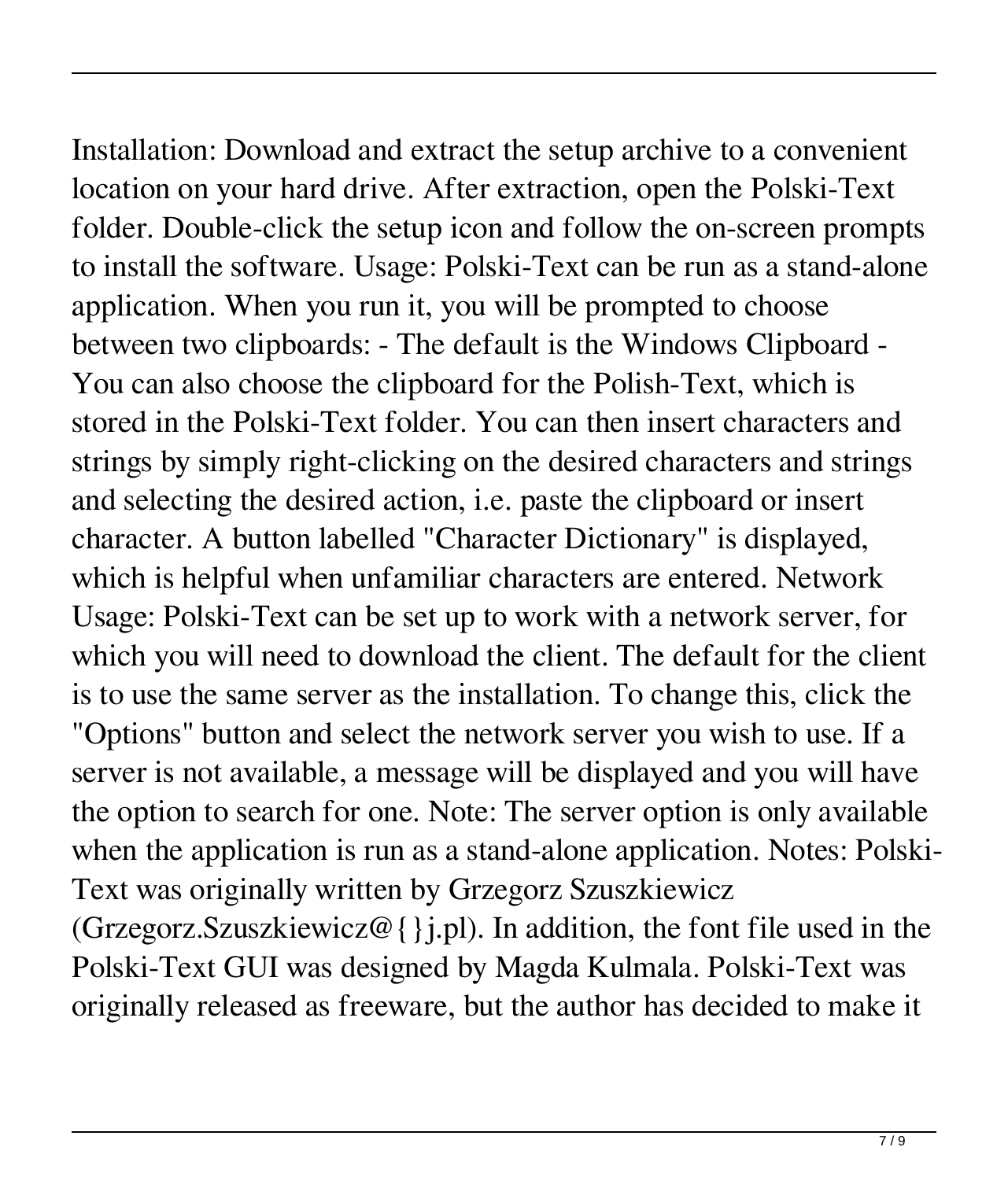Installation: Download and extract the setup archive to a convenient location on your hard drive. After extraction, open the Polski-Text folder. Double-click the setup icon and follow the on-screen prompts to install the software. Usage: Polski-Text can be run as a stand-alone application. When you run it, you will be prompted to choose between two clipboards: - The default is the Windows Clipboard - You can also choose the clipboard for the Polish-Text, which is stored in the Polski-Text folder. You can then insert characters and strings by simply right-clicking on the desired characters and strings and selecting the desired action, i.e. paste the clipboard or insert character. A button labelled "Character Dictionary" is displayed, which is helpful when unfamiliar characters are entered. Network Usage: Polski-Text can be set up to work with a network server, for which you will need to download the client. The default for the client is to use the same server as the installation. To change this, click the "Options" button and select the network server you wish to use. If a server is not available, a message will be displayed and you will have the option to search for one. Note: The server option is only available when the application is run as a stand-alone application. Notes: Polski-Text was originally written by Grzegorz Szuszkiewicz (Grzegorz.Szuszkiewicz@{}j.pl). In addition, the font file used in the Polski-Text GUI was designed by Magda Kulmala. Polski-Text was originally released as freeware, but the author has decided to make it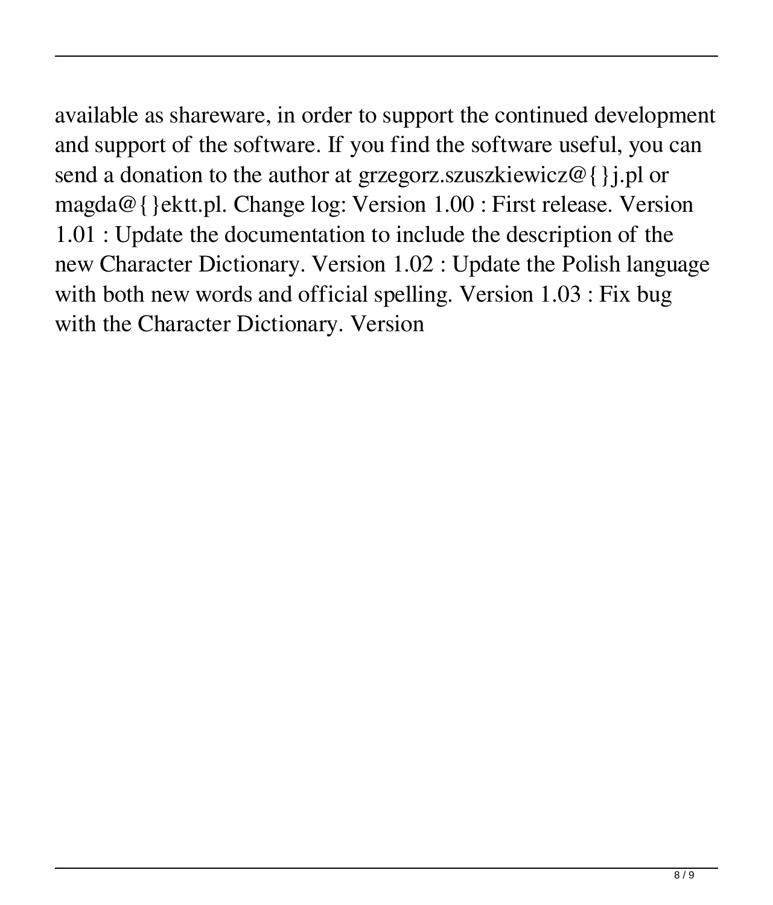available as shareware, in order to support the continued development and support of the software. If you find the software useful, you can send a donation to the author at grzegorz.szuszkiewicz@{}j.pl or magda@{}ektt.pl. Change log: Version 1.00 : First release. Version 1.01 : Update the documentation to include the description of the new Character Dictionary. Version 1.02 : Update the Polish language with both new words and official spelling. Version 1.03 : Fix bug with the Character Dictionary. Version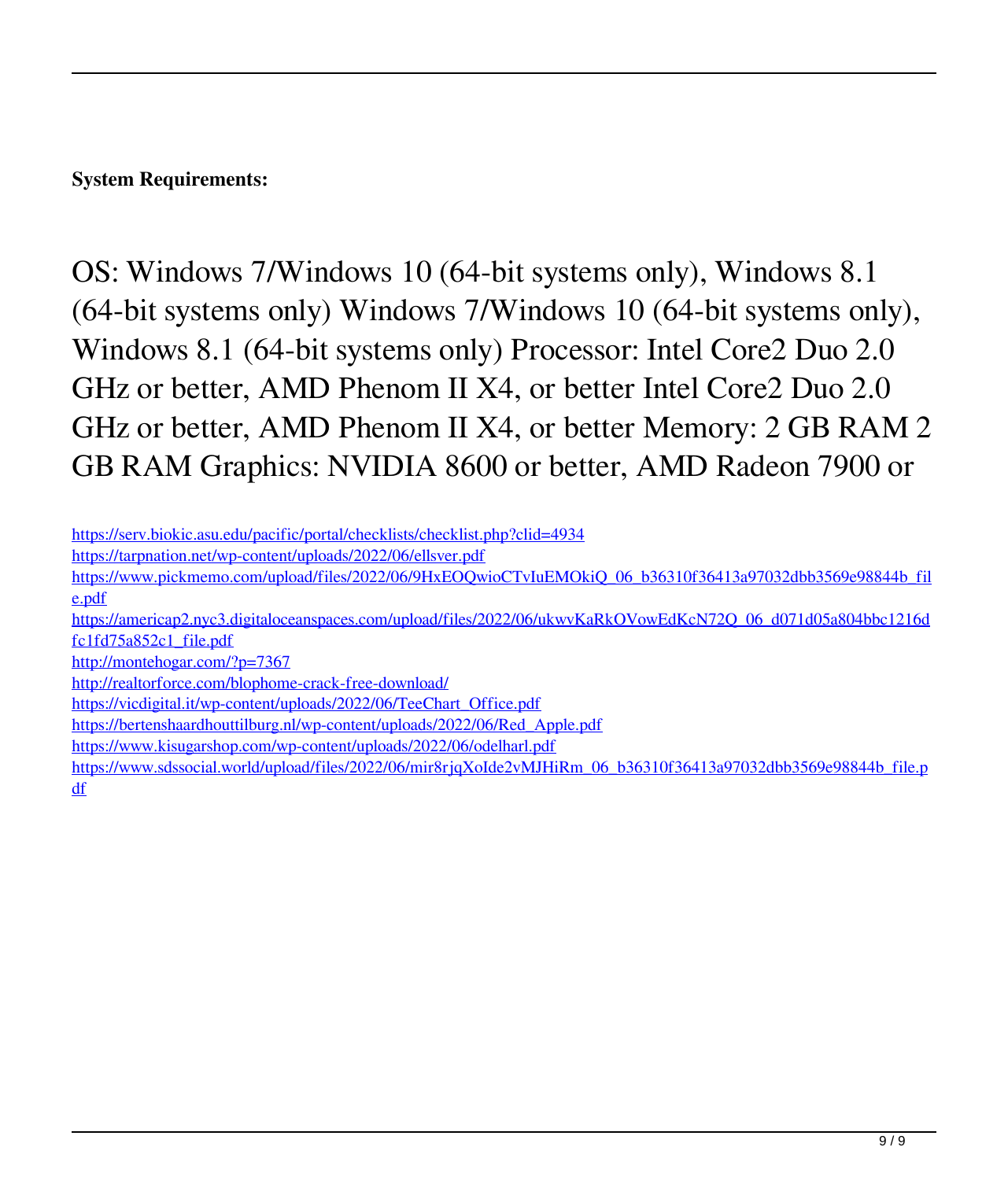**System Requirements:**

OS: Windows 7/Windows 10 (64-bit systems only), Windows 8.1 (64-bit systems only) Windows 7/Windows 10 (64-bit systems only), Windows 8.1 (64-bit systems only) Processor: Intel Core2 Duo 2.0 GHz or better, AMD Phenom II X4, or better Intel Core2 Duo 2.0 GHz or better, AMD Phenom II X4, or better Memory: 2 GB RAM 2 GB RAM Graphics: NVIDIA 8600 or better, AMD Radeon 7900 or

https://serv.biokic.asu.edu/pacific/portal/checklists/checklist.php?clid=4934
https://tarpnation.net/wp-content/uploads/2022/06/ellsver.pdf
https://www.pickmemo.com/upload/files/2022/06/9HxEOQwioCTvIuEMOkiQ_06_b36310f36413a97032dbb3569e98844b_file.pdf
https://americap2.nyc3.digitaloceanspaces.com/upload/files/2022/06/ukwvKaRkOVowEdKcN72Q_06_d071d05a804bbc1216dfc1fd75a852c1_file.pdf
http://montehogar.com/?p=7367
http://realtorforce.com/blophome-crack-free-download/
https://vicdigital.it/wp-content/uploads/2022/06/TeeChart_Office.pdf
https://bertenshaardhouttilburg.nl/wp-content/uploads/2022/06/Red_Apple.pdf
https://www.kisugarshop.com/wp-content/uploads/2022/06/odelharl.pdf
https://www.sdssocial.world/upload/files/2022/06/mir8rjqXoIde2vMJHiRm_06_b36310f36413a97032dbb3569e98844b_file.pdf